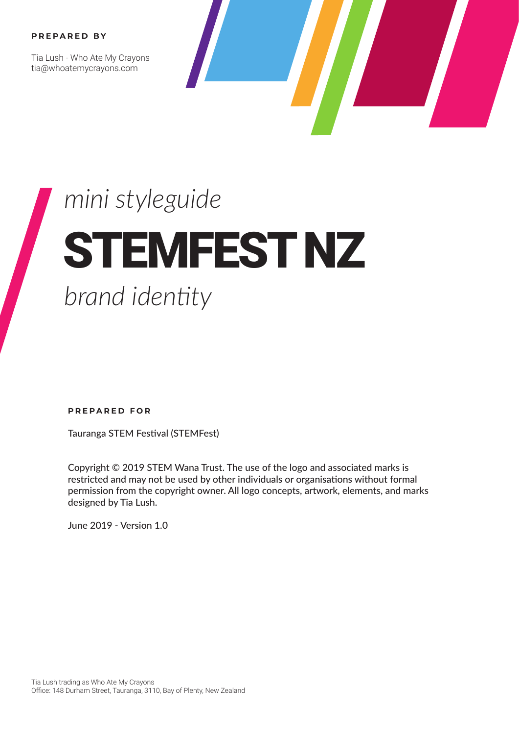**PREPARED BY**

Tia Lush - Who Ate My Crayons
tia@whoatemycrayons.com

*mini styleguide*

# STEMFEST NZ

*brand identity*

**PREPARED FOR**

Tauranga STEM Festival (STEMFest)

Copyright © 2019 STEM Wana Trust. The use of the logo and associated marks is restricted and may not be used by other individuals or organisations without formal permission from the copyright owner. All logo concepts, artwork, elements, and marks designed by Tia Lush.

June 2019 - Version 1.0

Tia Lush trading as Who Ate My Crayons
Office: 148 Durham Street, Tauranga, 3110, Bay of Plenty, New Zealand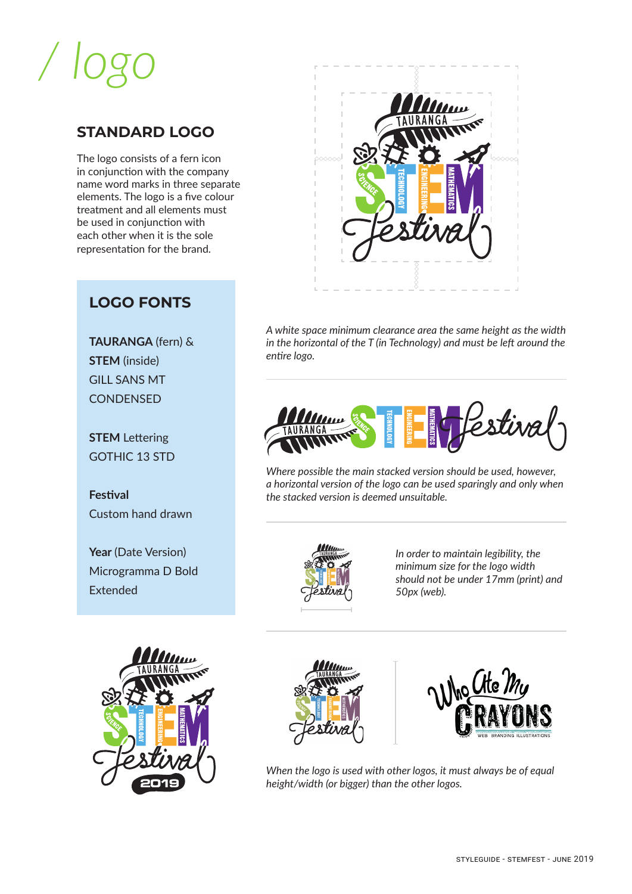# / logo

## STANDARD LOGO

The logo consists of a fern icon in conjunction with the company name word marks in three separate elements. The logo is a five colour treatment and all elements must be used in conjunction with each other when it is the sole representation for the brand.

### LOGO FONTS

**TAURANGA** (fern) &
**STEM** (inside)
GILL SANS MT CONDENSED

**STEM** Lettering
GOTHIC 13 STD

**Festival**
Custom hand drawn

**Year** (Date Version)
Microgramma D Bold Extended

*A white space minimum clearance area the same height as the width in the horizontal of the T (in Technology) and must be left around the entire logo.*

*Where possible the main stacked version should be used, however, a horizontal version of the logo can be used sparingly and only when the stacked version is deemed unsuitable.*

*In order to maintain legibility, the minimum size for the logo width should not be under 17mm (print) and 50px (web).*

*When the logo is used with other logos, it must always be of equal height/width (or bigger) than the other logos.*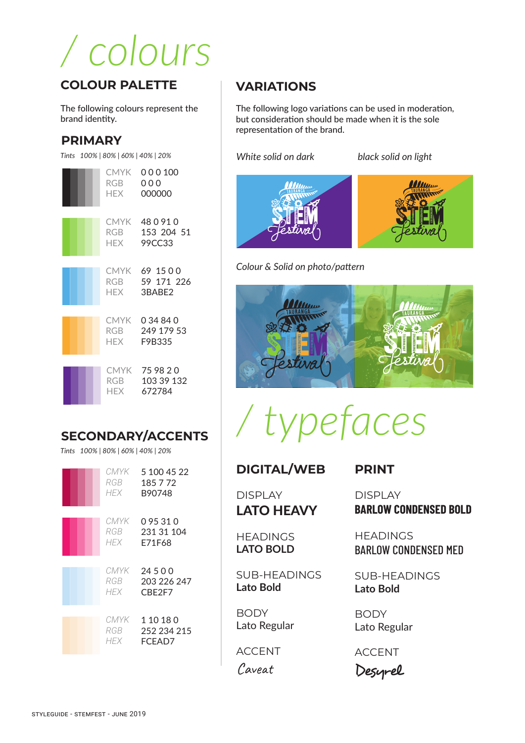# / colours

## COLOUR PALETTE

The following colours represent the brand identity.

### PRIMARY

*Tints 100% | 80% | 60% | 40% | 20%*

| | |
|---|---|
| CMYK | 0 0 0 100 |
| RGB | 0 0 0 |
| HEX | 000000 |

| | |
|---|---|
| CMYK | 48 0 91 0 |
| RGB | 153 204 51 |
| HEX | 99CC33 |

| | |
|---|---|
| CMYK | 69 15 0 0 |
| RGB | 59 171 226 |
| HEX | 3BABE2 |

| | |
|---|---|
| CMYK | 0 34 84 0 |
| RGB | 249 179 53 |
| HEX | F9B335 |

| | |
|---|---|
| CMYK | 75 98 2 0 |
| RGB | 103 39 132 |
| HEX | 672784 |

### SECONDARY/ACCENTS

*Tints 100% | 80% | 60% | 40% | 20%*

| | |
|---|---|
| *CMYK* | 5 100 45 22 |
| *RGB* | 185 7 72 |
| *HEX* | B90748 |

| | |
|---|---|
| *CMYK* | 0 95 31 0 |
| *RGB* | 231 31 104 |
| *HEX* | E71F68 |

| | |
|---|---|
| *CMYK* | 24 5 0 0 |
| *RGB* | 203 226 247 |
| *HEX* | CBE2F7 |

| | |
|---|---|
| *CMYK* | 1 10 18 0 |
| *RGB* | 252 234 215 |
| *HEX* | FCEAD7 |

## VARIATIONS

The following logo variations can be used in moderation, but consideration should be made when it is the sole representation of the brand.

*White solid on dark*

*black solid on light*

*Colour & Solid on photo/pattern*

# / typefaces

## DIGITAL/WEB

DISPLAY
**LATO HEAVY**

HEADINGS
**LATO BOLD**

SUB-HEADINGS
**Lato Bold**

BODY
Lato Regular

ACCENT
Caveat

## PRINT

DISPLAY
**BARLOW CONDENSED BOLD**

HEADINGS
BARLOW CONDENSED MED

SUB-HEADINGS
**Lato Bold**

BODY
Lato Regular

ACCENT
Desyrel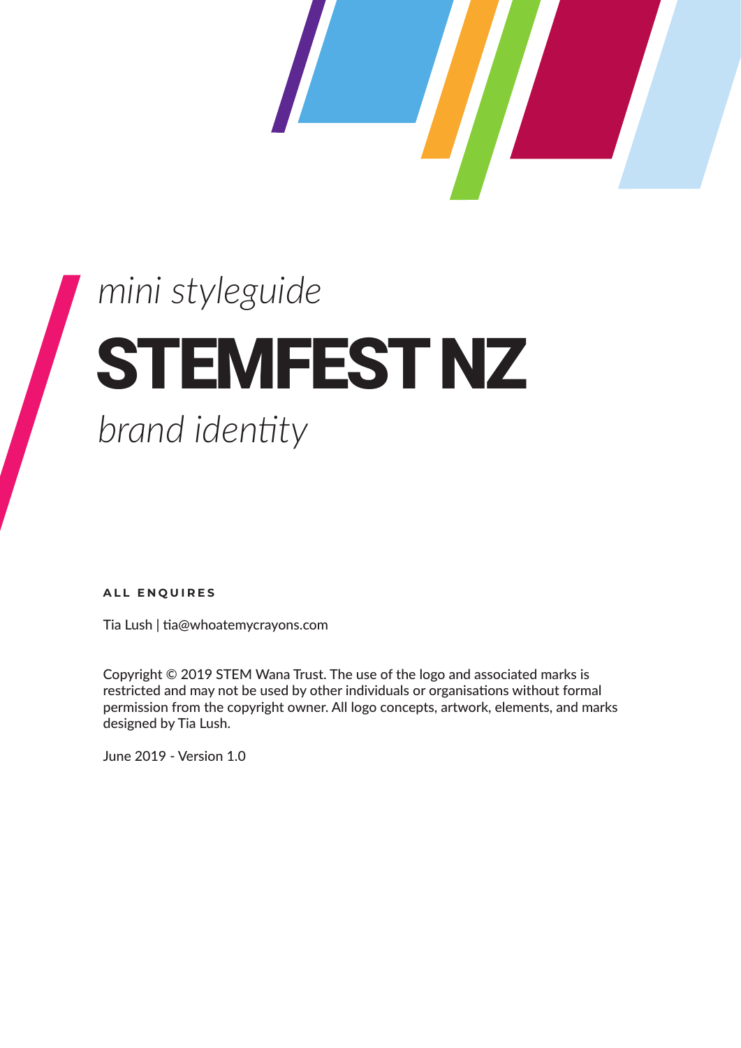*mini styleguide*

# STEMFEST NZ

*brand identity*

**ALL ENQUIRES**

Tia Lush | tia@whoatemycrayons.com

Copyright © 2019 STEM Wana Trust. The use of the logo and associated marks is restricted and may not be used by other individuals or organisations without formal permission from the copyright owner. All logo concepts, artwork, elements, and marks designed by Tia Lush.

June 2019 - Version 1.0